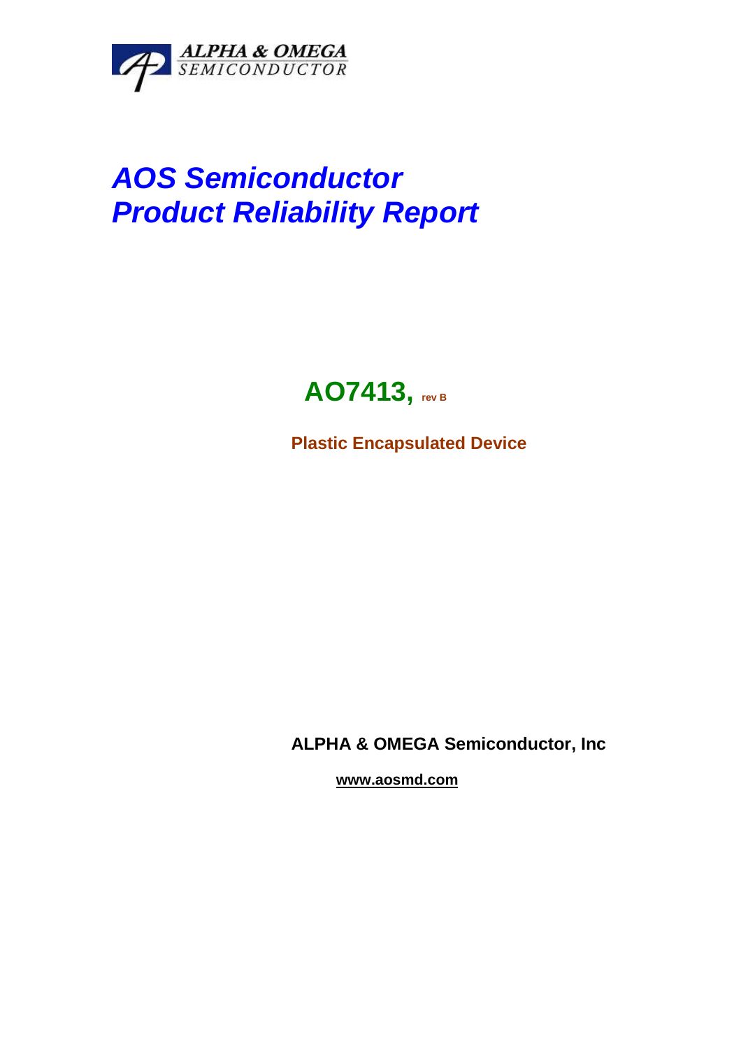ALPHA & OMEGA
SEMICONDUCTOR

# *AOS Semiconductor*
# *Product Reliability Report*

## AO7413, rev B

**Plastic Encapsulated Device**

**ALPHA & OMEGA Semiconductor, Inc**

**www.aosmd.com**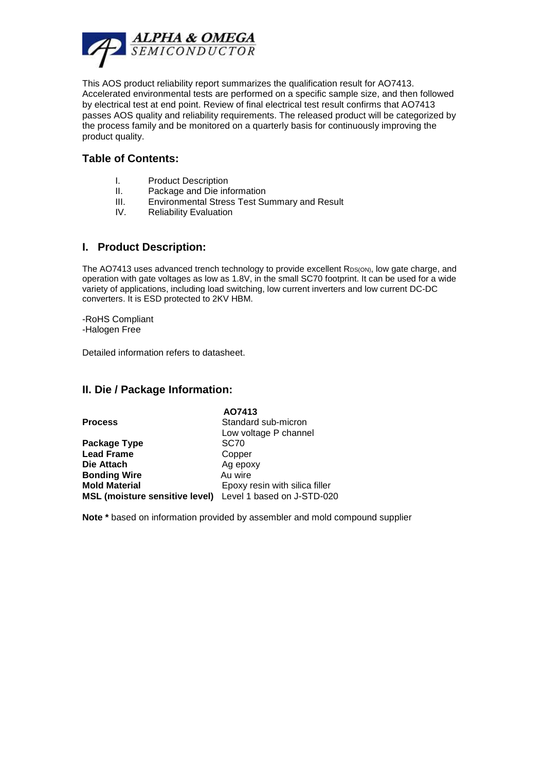This AOS product reliability report summarizes the qualification result for AO7413. Accelerated environmental tests are performed on a specific sample size, and then followed by electrical test at end point. Review of final electrical test result confirms that AO7413 passes AOS quality and reliability requirements. The released product will be categorized by the process family and be monitored on a quarterly basis for continuously improving the product quality.

## Table of Contents:

I. Product Description
II. Package and Die information
III. Environmental Stress Test Summary and Result
IV. Reliability Evaluation

## I. Product Description:

The AO7413 uses advanced trench technology to provide excellent $R_{DS(ON)}$, low gate charge, and operation with gate voltages as low as 1.8V, in the small SC70 footprint. It can be used for a wide variety of applications, including load switching, low current inverters and low current DC-DC converters. It is ESD protected to 2KV HBM.

-RoHS Compliant
-Halogen Free

Detailed information refers to datasheet.

## II. Die / Package Information:

| | AO7413 |
|---|---|
| **Process** | Standard sub-micron<br>Low voltage P channel |
| **Package Type** | SC70 |
| **Lead Frame** | Copper |
| **Die Attach** | Ag epoxy |
| **Bonding Wire** | Au wire |
| **Mold Material** | Epoxy resin with silica filler |
| **MSL (moisture sensitive level)** | Level 1 based on J-STD-020 |

**Note *** based on information provided by assembler and mold compound supplier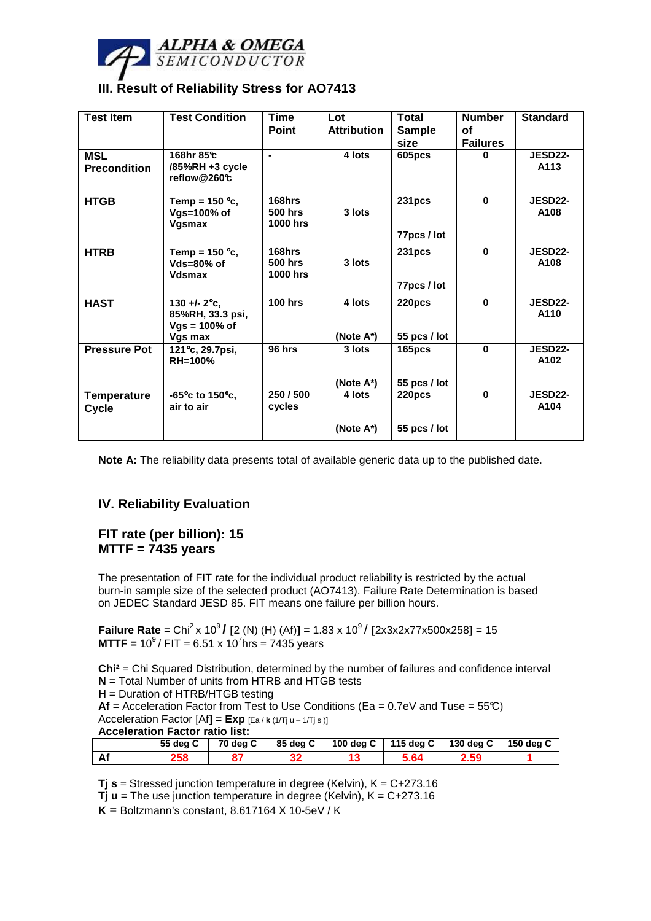## III. Result of Reliability Stress for AO7413

| Test Item | Test Condition | Time Point | Lot Attribution | Total Sample size | Number of Failures | Standard |
|---|---|---|---|---|---|---|
| MSL Precondition | 168hr 85℃ /85%RH +3 cycle reflow@260℃ | - | 4 lots | 605pcs | 0 | JESD22-A113 |
| HTGB | Temp = 150 °c, Vgs=100% of Vgsmax | 168hrs 500 hrs 1000 hrs | 3 lots | 231pcs 77pcs / lot | 0 | JESD22-A108 |
| HTRB | Temp = 150 °c, Vds=80% of Vdsmax | 168hrs 500 hrs 1000 hrs | 3 lots | 231pcs 77pcs / lot | 0 | JESD22-A108 |
| HAST | 130 +/- 2°c, 85%RH, 33.3 psi, Vgs = 100% of Vgs max | 100 hrs | 4 lots (Note A*) | 220pcs 55 pcs / lot | 0 | JESD22-A110 |
| Pressure Pot | 121°c, 29.7psi, RH=100% | 96 hrs | 3 lots (Note A*) | 165pcs 55 pcs / lot | 0 | JESD22-A102 |
| Temperature Cycle | -65°c to 150°c, air to air | 250 / 500 cycles | 4 lots (Note A*) | 220pcs 55 pcs / lot | 0 | JESD22-A104 |

**Note A:** The reliability data presents total of available generic data up to the published date.

## IV. Reliability Evaluation

### FIT rate (per billion): 15
### MTTF = 7435 years

The presentation of FIT rate for the individual product reliability is restricted by the actual burn-in sample size of the selected product (AO7413). Failure Rate Determination is based on JEDEC Standard JESD 85. FIT means one failure per billion hours.

**Failure Rate** = $Chi^2 \times 10^9$ **/ [**2 (N) (H) (Af)**]** = $1.83 \times 10^9$ / **[**2x3x2x77x500x258**]** = 15
**MTTF =** $10^9$ / FIT = $6.51 \times 10^7$hrs = 7435 years

**Chi²** = Chi Squared Distribution, determined by the number of failures and confidence interval
**N** = Total Number of units from HTRB and HTGB tests
**H** = Duration of HTRB/HTGB testing
**Af** = Acceleration Factor from Test to Use Conditions (Ea = 0.7eV and Tuse = 55℃)
Acceleration Factor [Af**]** = **Exp** $[Ea / \mathbf{k} \, (1/Tj\,u - 1/Tj\,s)]$
**Acceleration Factor ratio list:**

| | 55 deg C | 70 deg C | 85 deg C | 100 deg C | 115 deg C | 130 deg C | 150 deg C |
|---|---|---|---|---|---|---|---|
| Af | 258 | 87 | 32 | 13 | 5.64 | 2.59 | 1 |

**Tj s** = Stressed junction temperature in degree (Kelvin), K = C+273.16
**Tj u** = The use junction temperature in degree (Kelvin), K = C+273.16
**K** = Boltzmann's constant, 8.617164 X 10-5eV / K